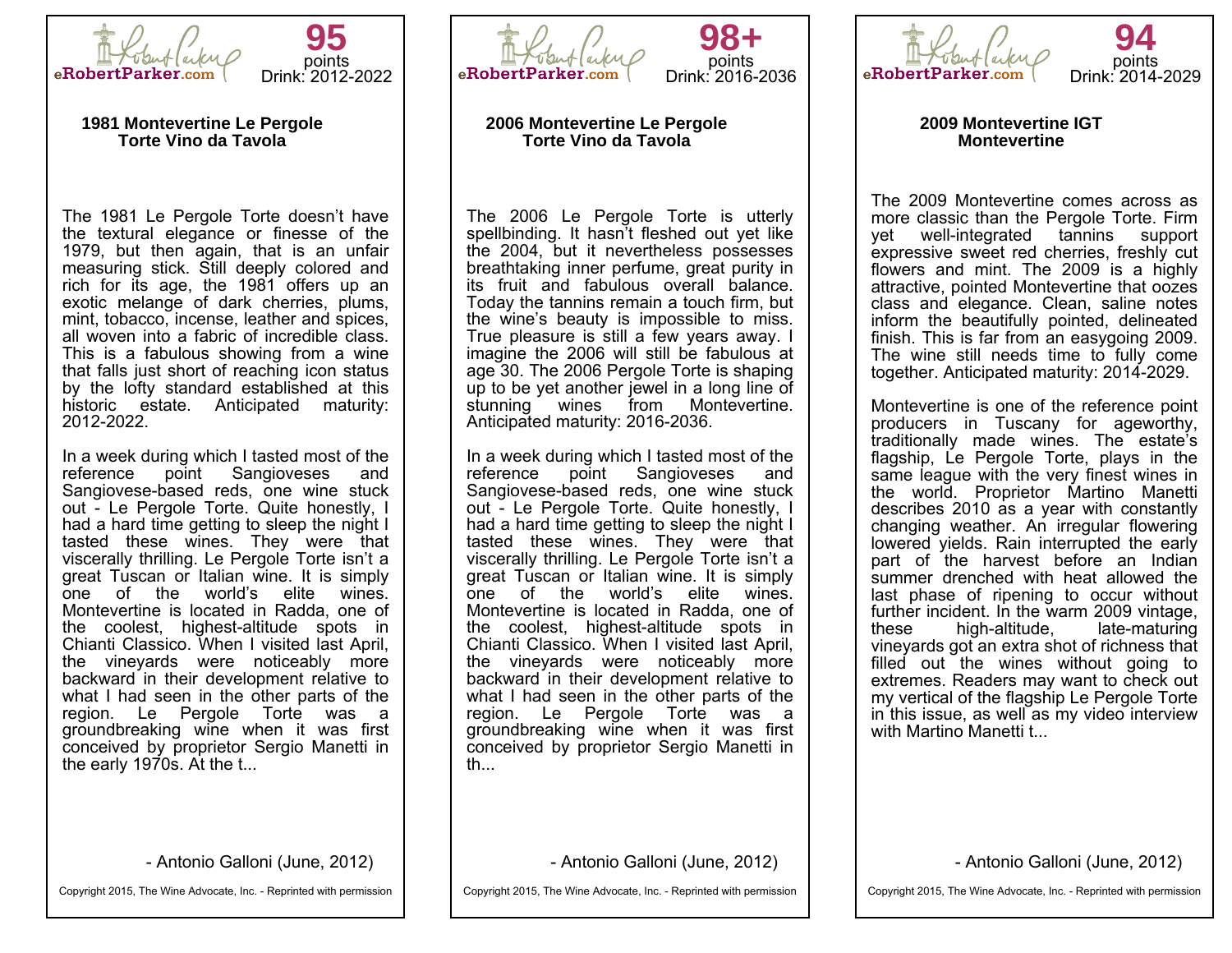eRobertParker.com

**95** points
Drink: 2012-2022

### 1981 Montevertine Le Pergole Torte Vino da Tavola

The 1981 Le Pergole Torte doesn't have the textural elegance or finesse of the 1979, but then again, that is an unfair measuring stick. Still deeply colored and rich for its age, the 1981 offers up an exotic melange of dark cherries, plums, mint, tobacco, incense, leather and spices, all woven into a fabric of incredible class. This is a fabulous showing from a wine that falls just short of reaching icon status by the lofty standard established at this historic estate. Anticipated maturity: 2012-2022.

In a week during which I tasted most of the reference point Sangioveses and Sangiovese-based reds, one wine stuck out - Le Pergole Torte. Quite honestly, I had a hard time getting to sleep the night I tasted these wines. They were that viscerally thrilling. Le Pergole Torte isn't a great Tuscan or Italian wine. It is simply one of the world's elite wines. Montevertine is located in Radda, one of the coolest, highest-altitude spots in Chianti Classico. When I visited last April, the vineyards were noticeably more backward in their development relative to what I had seen in the other parts of the region. Le Pergole Torte was a groundbreaking wine when it was first conceived by proprietor Sergio Manetti in the early 1970s. At the t...

- Antonio Galloni (June, 2012)

Copyright 2015, The Wine Advocate, Inc. - Reprinted with permission

---

eRobertParker.com

**98+** points
Drink: 2016-2036

### 2006 Montevertine Le Pergole Torte Vino da Tavola

The 2006 Le Pergole Torte is utterly spellbinding. It hasn't fleshed out yet like the 2004, but it nevertheless possesses breathtaking inner perfume, great purity in its fruit and fabulous overall balance. Today the tannins remain a touch firm, but the wine's beauty is impossible to miss. True pleasure is still a few years away. I imagine the 2006 will still be fabulous at age 30. The 2006 Pergole Torte is shaping up to be yet another jewel in a long line of stunning wines from Montevertine. Anticipated maturity: 2016-2036.

In a week during which I tasted most of the reference point Sangioveses and Sangiovese-based reds, one wine stuck out - Le Pergole Torte. Quite honestly, I had a hard time getting to sleep the night I tasted these wines. They were that viscerally thrilling. Le Pergole Torte isn't a great Tuscan or Italian wine. It is simply one of the world's elite wines. Montevertine is located in Radda, one of the coolest, highest-altitude spots in Chianti Classico. When I visited last April, the vineyards were noticeably more backward in their development relative to what I had seen in the other parts of the region. Le Pergole Torte was a groundbreaking wine when it was first conceived by proprietor Sergio Manetti in th...

- Antonio Galloni (June, 2012)

Copyright 2015, The Wine Advocate, Inc. - Reprinted with permission

---

eRobertParker.com

**94** points
Drink: 2014-2029

### 2009 Montevertine IGT Montevertine

The 2009 Montevertine comes across as more classic than the Pergole Torte. Firm yet well-integrated tannins support expressive sweet red cherries, freshly cut flowers and mint. The 2009 is a highly attractive, pointed Montevertine that oozes class and elegance. Clean, saline notes inform the beautifully pointed, delineated finish. This is far from an easygoing 2009. The wine still needs time to fully come together. Anticipated maturity: 2014-2029.

Montevertine is one of the reference point producers in Tuscany for ageworthy, traditionally made wines. The estate's flagship, Le Pergole Torte, plays in the same league with the very finest wines in the world. Proprietor Martino Manetti describes 2010 as a year with constantly changing weather. An irregular flowering lowered yields. Rain interrupted the early part of the harvest before an Indian summer drenched with heat allowed the last phase of ripening to occur without further incident. In the warm 2009 vintage, these high-altitude, late-maturing vineyards got an extra shot of richness that filled out the wines without going to extremes. Readers may want to check out my vertical of the flagship Le Pergole Torte in this issue, as well as my video interview with Martino Manetti t...

- Antonio Galloni (June, 2012)

Copyright 2015, The Wine Advocate, Inc. - Reprinted with permission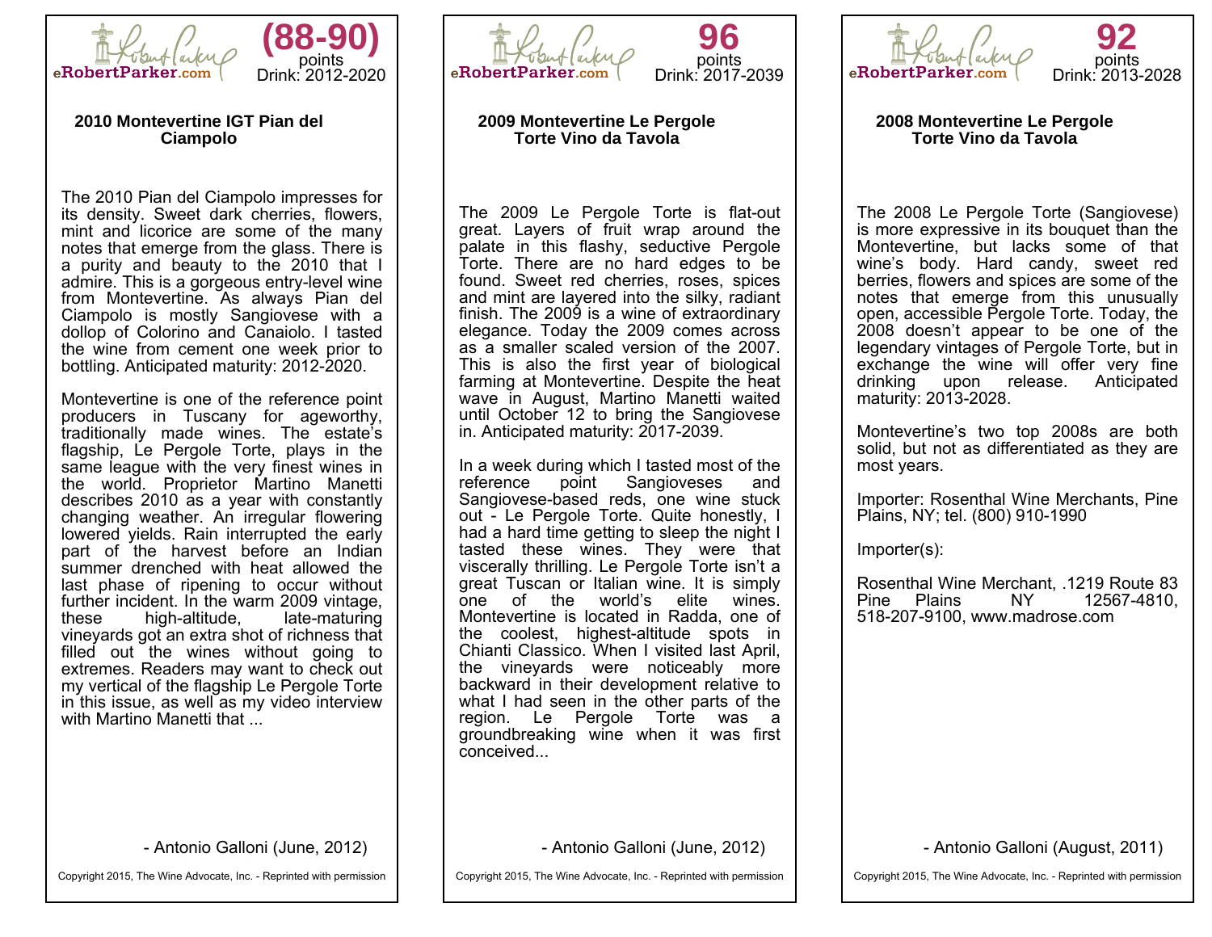eRobertParker.com

**(88-90)** points
Drink: 2012-2020

### 2010 Montevertine IGT Pian del Ciampolo

The 2010 Pian del Ciampolo impresses for its density. Sweet dark cherries, flowers, mint and licorice are some of the many notes that emerge from the glass. There is a purity and beauty to the 2010 that I admire. This is a gorgeous entry-level wine from Montevertine. As always Pian del Ciampolo is mostly Sangiovese with a dollop of Colorino and Canaiolo. I tasted the wine from cement one week prior to bottling. Anticipated maturity: 2012-2020.

Montevertine is one of the reference point producers in Tuscany for ageworthy, traditionally made wines. The estate's flagship, Le Pergole Torte, plays in the same league with the very finest wines in the world. Proprietor Martino Manetti describes 2010 as a year with constantly changing weather. An irregular flowering lowered yields. Rain interrupted the early part of the harvest before an Indian summer drenched with heat allowed the last phase of ripening to occur without further incident. In the warm 2009 vintage, these high-altitude, late-maturing vineyards got an extra shot of richness that filled out the wines without going to extremes. Readers may want to check out my vertical of the flagship Le Pergole Torte in this issue, as well as my video interview with Martino Manetti that ...

- Antonio Galloni (June, 2012)

Copyright 2015, The Wine Advocate, Inc. - Reprinted with permission

---

eRobertParker.com

**96** points
Drink: 2017-2039

### 2009 Montevertine Le Pergole Torte Vino da Tavola

The 2009 Le Pergole Torte is flat-out great. Layers of fruit wrap around the palate in this flashy, seductive Pergole Torte. There are no hard edges to be found. Sweet red cherries, roses, spices and mint are layered into the silky, radiant finish. The 2009 is a wine of extraordinary elegance. Today the 2009 comes across as a smaller scaled version of the 2007. This is also the first year of biological farming at Montevertine. Despite the heat wave in August, Martino Manetti waited until October 12 to bring the Sangiovese in. Anticipated maturity: 2017-2039.

In a week during which I tasted most of the reference point Sangioveses and Sangiovese-based reds, one wine stuck out - Le Pergole Torte. Quite honestly, I had a hard time getting to sleep the night I tasted these wines. They were that viscerally thrilling. Le Pergole Torte isn't a great Tuscan or Italian wine. It is simply one of the world's elite wines. Montevertine is located in Radda, one of the coolest, highest-altitude spots in Chianti Classico. When I visited last April, the vineyards were noticeably more backward in their development relative to what I had seen in the other parts of the region. Le Pergole Torte was a groundbreaking wine when it was first conceived...

- Antonio Galloni (June, 2012)

Copyright 2015, The Wine Advocate, Inc. - Reprinted with permission

---

eRobertParker.com

**92** points
Drink: 2013-2028

### 2008 Montevertine Le Pergole Torte Vino da Tavola

The 2008 Le Pergole Torte (Sangiovese) is more expressive in its bouquet than the Montevertine, but lacks some of that wine's body. Hard candy, sweet red berries, flowers and spices are some of the notes that emerge from this unusually open, accessible Pergole Torte. Today, the 2008 doesn't appear to be one of the legendary vintages of Pergole Torte, but in exchange the wine will offer very fine drinking upon release. Anticipated maturity: 2013-2028.

Montevertine's two top 2008s are both solid, but not as differentiated as they are most years.

Importer: Rosenthal Wine Merchants, Pine Plains, NY; tel. (800) 910-1990

Importer(s):

Rosenthal Wine Merchant, .1219 Route 83 Pine Plains NY 12567-4810, 518-207-9100, www.madrose.com

- Antonio Galloni (August, 2011)

Copyright 2015, The Wine Advocate, Inc. - Reprinted with permission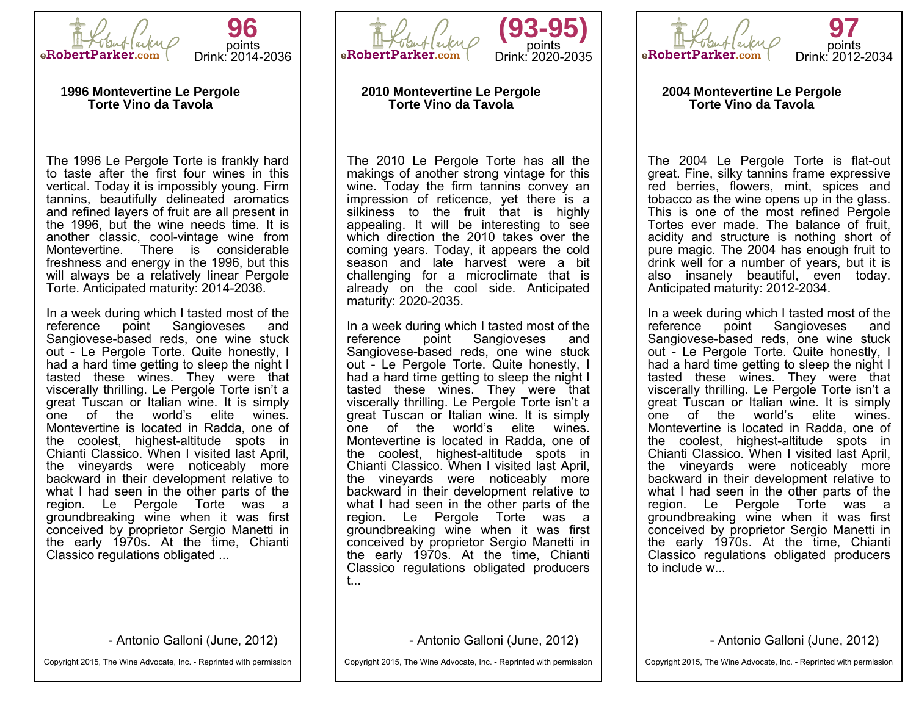eRobertParker.com

**96** points
Drink: 2014-2036

**1996 Montevertine Le Pergole Torte Vino da Tavola**

The 1996 Le Pergole Torte is frankly hard to taste after the first four wines in this vertical. Today it is impossibly young. Firm tannins, beautifully delineated aromatics and refined layers of fruit are all present in the 1996, but the wine needs time. It is another classic, cool-vintage wine from Montevertine. There is considerable freshness and energy in the 1996, but this will always be a relatively linear Pergole Torte. Anticipated maturity: 2014-2036.

In a week during which I tasted most of the reference point Sangioveses and Sangiovese-based reds, one wine stuck out - Le Pergole Torte. Quite honestly, I had a hard time getting to sleep the night I tasted these wines. They were that viscerally thrilling. Le Pergole Torte isn't a great Tuscan or Italian wine. It is simply one of the world's elite wines. Montevertine is located in Radda, one of the coolest, highest-altitude spots in Chianti Classico. When I visited last April, the vineyards were noticeably more backward in their development relative to what I had seen in the other parts of the region. Le Pergole Torte was a groundbreaking wine when it was first conceived by proprietor Sergio Manetti in the early 1970s. At the time, Chianti Classico regulations obligated ...

- Antonio Galloni (June, 2012)

Copyright 2015, The Wine Advocate, Inc. - Reprinted with permission

---

eRobertParker.com

**(93-95)** points
Drink: 2020-2035

**2010 Montevertine Le Pergole Torte Vino da Tavola**

The 2010 Le Pergole Torte has all the makings of another strong vintage for this wine. Today the firm tannins convey an impression of reticence, yet there is a silkiness to the fruit that is highly appealing. It will be interesting to see which direction the 2010 takes over the coming years. Today, it appears the cold season and late harvest were a bit challenging for a microclimate that is already on the cool side. Anticipated maturity: 2020-2035.

In a week during which I tasted most of the reference point Sangioveses and Sangiovese-based reds, one wine stuck out - Le Pergole Torte. Quite honestly, I had a hard time getting to sleep the night I tasted these wines. They were that viscerally thrilling. Le Pergole Torte isn't a great Tuscan or Italian wine. It is simply one of the world's elite wines. Montevertine is located in Radda, one of the coolest, highest-altitude spots in Chianti Classico. When I visited last April, the vineyards were noticeably more backward in their development relative to what I had seen in the other parts of the region. Le Pergole Torte was a groundbreaking wine when it was first conceived by proprietor Sergio Manetti in the early 1970s. At the time, Chianti Classico regulations obligated producers t...

- Antonio Galloni (June, 2012)

Copyright 2015, The Wine Advocate, Inc. - Reprinted with permission

---

eRobertParker.com

**97** points
Drink: 2012-2034

**2004 Montevertine Le Pergole Torte Vino da Tavola**

The 2004 Le Pergole Torte is flat-out great. Fine, silky tannins frame expressive red berries, flowers, mint, spices and tobacco as the wine opens up in the glass. This is one of the most refined Pergole Tortes ever made. The balance of fruit, acidity and structure is nothing short of pure magic. The 2004 has enough fruit to drink well for a number of years, but it is also insanely beautiful, even today. Anticipated maturity: 2012-2034.

In a week during which I tasted most of the reference point Sangioveses and Sangiovese-based reds, one wine stuck out - Le Pergole Torte. Quite honestly, I had a hard time getting to sleep the night I tasted these wines. They were that viscerally thrilling. Le Pergole Torte isn't a great Tuscan or Italian wine. It is simply one of the world's elite wines. Montevertine is located in Radda, one of the coolest, highest-altitude spots in Chianti Classico. When I visited last April, the vineyards were noticeably more backward in their development relative to what I had seen in the other parts of the region. Le Pergole Torte was a groundbreaking wine when it was first conceived by proprietor Sergio Manetti in the early 1970s. At the time, Chianti Classico regulations obligated producers to include w...

- Antonio Galloni (June, 2012)

Copyright 2015, The Wine Advocate, Inc. - Reprinted with permission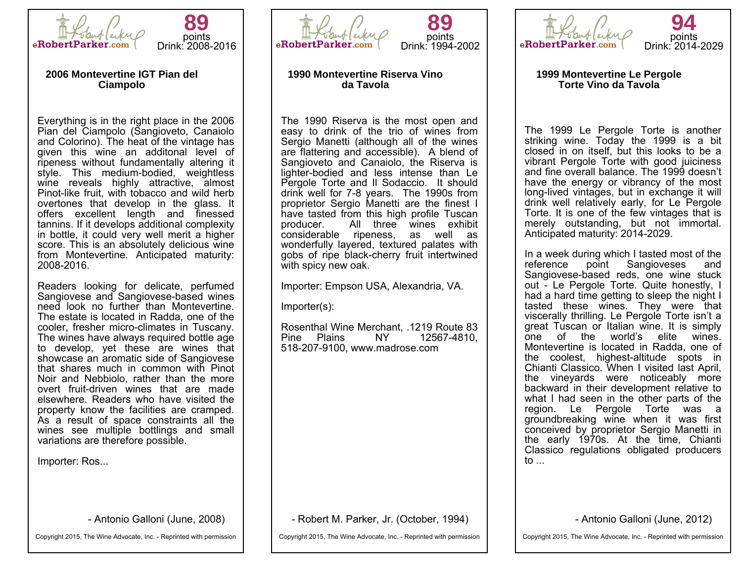eRobertParker.com

**89** points
Drink: 2008-2016

### 2006 Montevertine IGT Pian del Ciampolo

Everything is in the right place in the 2006 Pian del Ciampolo (Sangioveto, Canaiolo and Colorino). The heat of the vintage has given this wine an additonal level of ripeness without fundamentally altering it style. This medium-bodied, weightless wine reveals highly attractive, almost Pinot-like fruit, with tobacco and wild herb overtones that develop in the glass. It offers excellent length and finessed tannins. If it develops additional complexity in bottle, it could very well merit a higher score. This is an absolutely delicious wine from Montevertine. Anticipated maturity: 2008-2016.

Readers looking for delicate, perfumed Sangiovese and Sangiovese-based wines need look no further than Montevertine. The estate is located in Radda, one of the cooler, fresher micro-climates in Tuscany. The wines have always required bottle age to develop, yet these are wines that showcase an aromatic side of Sangiovese that shares much in common with Pinot Noir and Nebbiolo, rather than the more overt fruit-driven wines that are made elsewhere. Readers who have visited the property know the facilities are cramped. As a result of space constraints all the wines see multiple bottlings and small variations are therefore possible.

Importer: Ros...

- Antonio Galloni (June, 2008)

Copyright 2015, The Wine Advocate, Inc. - Reprinted with permission

---

eRobertParker.com

**89** points
Drink: 1994-2002

### 1990 Montevertine Riserva Vino da Tavola

The 1990 Riserva is the most open and easy to drink of the trio of wines from Sergio Manetti (although all of the wines are flattering and accessible). A blend of Sangioveto and Canaiolo, the Riserva is lighter-bodied and less intense than Le Pergole Torte and Il Sodaccio. It should drink well for 7-8 years. The 1990s from proprietor Sergio Manetti are the finest I have tasted from this high profile Tuscan producer. All three wines exhibit considerable ripeness, as well as wonderfully layered, textured palates with gobs of ripe black-cherry fruit intertwined with spicy new oak.

Importer: Empson USA, Alexandria, VA.

Importer(s):

Rosenthal Wine Merchant, .1219 Route 83 Pine Plains NY 12567-4810, 518-207-9100, www.madrose.com

- Robert M. Parker, Jr. (October, 1994)

Copyright 2015, The Wine Advocate, Inc. - Reprinted with permission

---

eRobertParker.com

**94** points
Drink: 2014-2029

### 1999 Montevertine Le Pergole Torte Vino da Tavola

The 1999 Le Pergole Torte is another striking wine. Today the 1999 is a bit closed in on itself, but this looks to be a vibrant Pergole Torte with good juiciness and fine overall balance. The 1999 doesn't have the energy or vibrancy of the most long-lived vintages, but in exchange it will drink well relatively early, for Le Pergole Torte. It is one of the few vintages that is merely outstanding, but not immortal. Anticipated maturity: 2014-2029.

In a week during which I tasted most of the reference point Sangioveses and Sangiovese-based reds, one wine stuck out - Le Pergole Torte. Quite honestly, I had a hard time getting to sleep the night I tasted these wines. They were that viscerally thrilling. Le Pergole Torte isn't a great Tuscan or Italian wine. It is simply one of the world's elite wines. Montevertine is located in Radda, one of the coolest, highest-altitude spots in Chianti Classico. When I visited last April, the vineyards were noticeably more backward in their development relative to what I had seen in the other parts of the region. Le Pergole Torte was a groundbreaking wine when it was first conceived by proprietor Sergio Manetti in the early 1970s. At the time, Chianti Classico regulations obligated producers to ...

- Antonio Galloni (June, 2012)

Copyright 2015, The Wine Advocate, Inc. - Reprinted with permission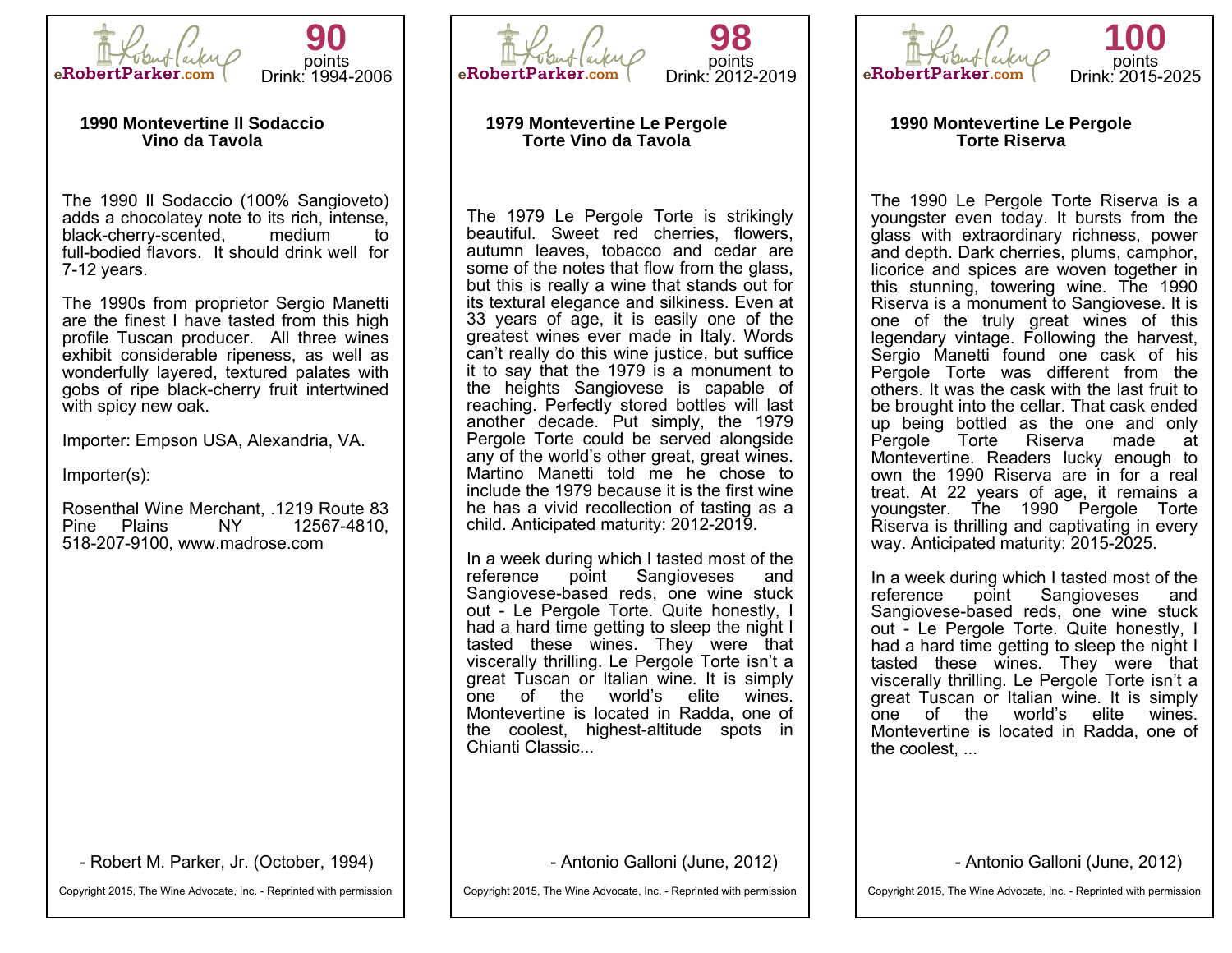eRobertParker.com

**90** points
Drink: 1994-2006

### 1990 Montevertine Il Sodaccio Vino da Tavola

The 1990 Il Sodaccio (100% Sangioveto) adds a chocolatey note to its rich, intense, black-cherry-scented, medium to full-bodied flavors. It should drink well for 7-12 years.

The 1990s from proprietor Sergio Manetti are the finest I have tasted from this high profile Tuscan producer. All three wines exhibit considerable ripeness, as well as wonderfully layered, textured palates with gobs of ripe black-cherry fruit intertwined with spicy new oak.

Importer: Empson USA, Alexandria, VA.

Importer(s):

Rosenthal Wine Merchant, .1219 Route 83 Pine Plains NY 12567-4810, 518-207-9100, www.madrose.com

- Robert M. Parker, Jr. (October, 1994)

Copyright 2015, The Wine Advocate, Inc. - Reprinted with permission

---

eRobertParker.com

**98** points
Drink: 2012-2019

### 1979 Montevertine Le Pergole Torte Vino da Tavola

The 1979 Le Pergole Torte is strikingly beautiful. Sweet red cherries, flowers, autumn leaves, tobacco and cedar are some of the notes that flow from the glass, but this is really a wine that stands out for its textural elegance and silkiness. Even at 33 years of age, it is easily one of the greatest wines ever made in Italy. Words can't really do this wine justice, but suffice it to say that the 1979 is a monument to the heights Sangiovese is capable of reaching. Perfectly stored bottles will last another decade. Put simply, the 1979 Pergole Torte could be served alongside any of the world's other great, great wines. Martino Manetti told me he chose to include the 1979 because it is the first wine he has a vivid recollection of tasting as a child. Anticipated maturity: 2012-2019.

In a week during which I tasted most of the reference point Sangioveses and Sangiovese-based reds, one wine stuck out - Le Pergole Torte. Quite honestly, I had a hard time getting to sleep the night I tasted these wines. They were that viscerally thrilling. Le Pergole Torte isn't a great Tuscan or Italian wine. It is simply one of the world's elite wines. Montevertine is located in Radda, one of the coolest, highest-altitude spots in Chianti Classic...

- Antonio Galloni (June, 2012)

Copyright 2015, The Wine Advocate, Inc. - Reprinted with permission

---

eRobertParker.com

**100** points
Drink: 2015-2025

### 1990 Montevertine Le Pergole Torte Riserva

The 1990 Le Pergole Torte Riserva is a youngster even today. It bursts from the glass with extraordinary richness, power and depth. Dark cherries, plums, camphor, licorice and spices are woven together in this stunning, towering wine. The 1990 Riserva is a monument to Sangiovese. It is one of the truly great wines of this legendary vintage. Following the harvest, Sergio Manetti found one cask of his Pergole Torte was different from the others. It was the cask with the last fruit to be brought into the cellar. That cask ended up being bottled as the one and only Pergole Torte Riserva made at Montevertine. Readers lucky enough to own the 1990 Riserva are in for a real treat. At 22 years of age, it remains a youngster. The 1990 Pergole Torte Riserva is thrilling and captivating in every way. Anticipated maturity: 2015-2025.

In a week during which I tasted most of the reference point Sangioveses and Sangiovese-based reds, one wine stuck out - Le Pergole Torte. Quite honestly, I had a hard time getting to sleep the night I tasted these wines. They were that viscerally thrilling. Le Pergole Torte isn't a great Tuscan or Italian wine. It is simply one of the world's elite wines. Montevertine is located in Radda, one of the coolest, ...

- Antonio Galloni (June, 2012)

Copyright 2015, The Wine Advocate, Inc. - Reprinted with permission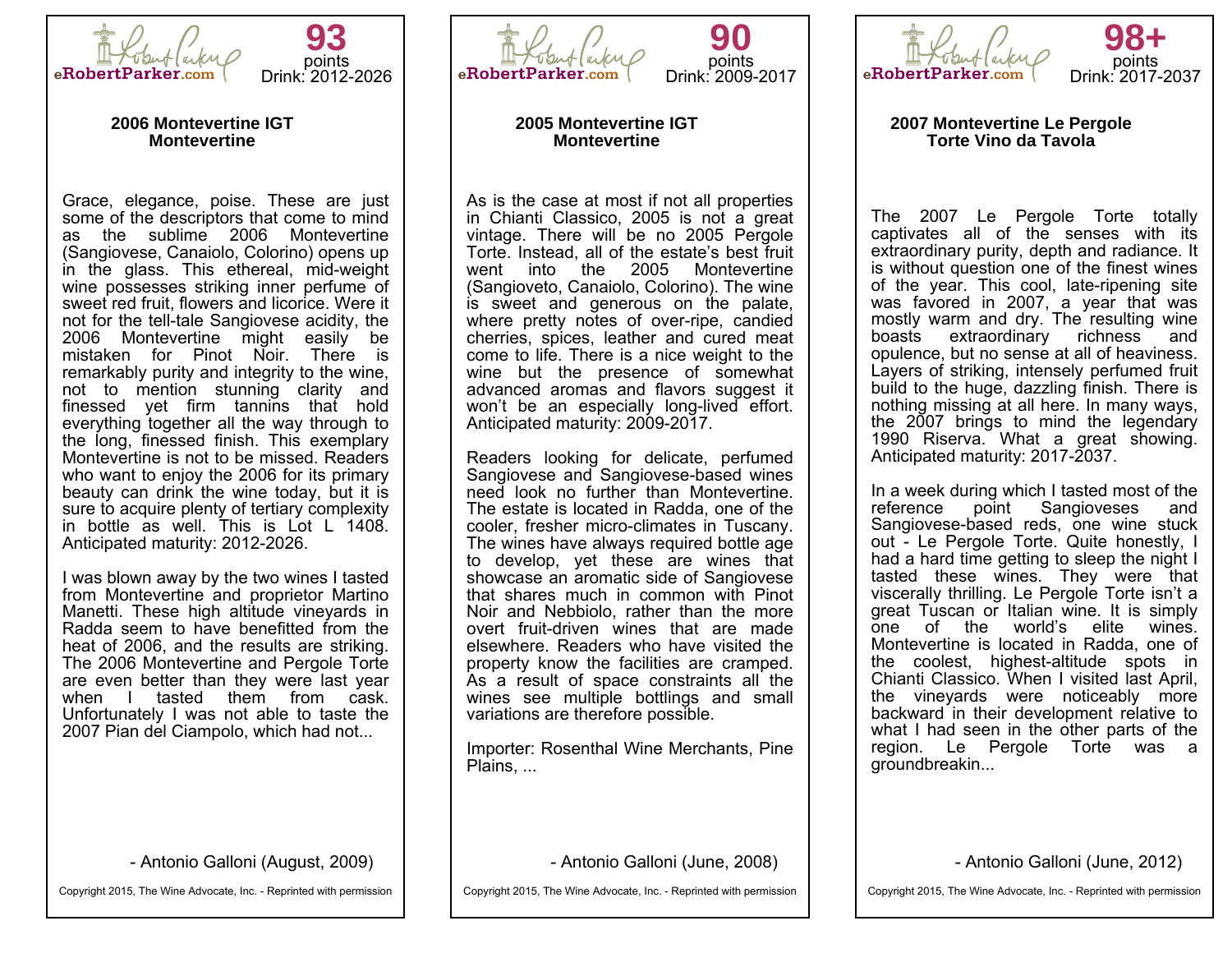eRobertParker.com

**93** points
Drink: 2012-2026

### 2006 Montevertine IGT Montevertine

Grace, elegance, poise. These are just some of the descriptors that come to mind as the sublime 2006 Montevertine (Sangiovese, Canaiolo, Colorino) opens up in the glass. This ethereal, mid-weight wine possesses striking inner perfume of sweet red fruit, flowers and licorice. Were it not for the tell-tale Sangiovese acidity, the 2006 Montevertine might easily be mistaken for Pinot Noir. There is remarkably purity and integrity to the wine, not to mention stunning clarity and finessed yet firm tannins that hold everything together all the way through to the long, finessed finish. This exemplary Montevertine is not to be missed. Readers who want to enjoy the 2006 for its primary beauty can drink the wine today, but it is sure to acquire plenty of tertiary complexity in bottle as well. This is Lot L 1408. Anticipated maturity: 2012-2026.

I was blown away by the two wines I tasted from Montevertine and proprietor Martino Manetti. These high altitude vineyards in Radda seem to have benefitted from the heat of 2006, and the results are striking. The 2006 Montevertine and Pergole Torte are even better than they were last year when I tasted them from cask. Unfortunately I was not able to taste the 2007 Pian del Ciampolo, which had not...

- Antonio Galloni (August, 2009)

Copyright 2015, The Wine Advocate, Inc. - Reprinted with permission

---

eRobertParker.com

**90** points
Drink: 2009-2017

### 2005 Montevertine IGT Montevertine

As is the case at most if not all properties in Chianti Classico, 2005 is not a great vintage. There will be no 2005 Pergole Torte. Instead, all of the estate's best fruit went into the 2005 Montevertine (Sangioveto, Canaiolo, Colorino). The wine is sweet and generous on the palate, where pretty notes of over-ripe, candied cherries, spices, leather and cured meat come to life. There is a nice weight to the wine but the presence of somewhat advanced aromas and flavors suggest it won't be an especially long-lived effort. Anticipated maturity: 2009-2017.

Readers looking for delicate, perfumed Sangiovese and Sangiovese-based wines need look no further than Montevertine. The estate is located in Radda, one of the cooler, fresher micro-climates in Tuscany. The wines have always required bottle age to develop, yet these are wines that showcase an aromatic side of Sangiovese that shares much in common with Pinot Noir and Nebbiolo, rather than the more overt fruit-driven wines that are made elsewhere. Readers who have visited the property know the facilities are cramped. As a result of space constraints all the wines see multiple bottlings and small variations are therefore possible.

Importer: Rosenthal Wine Merchants, Pine Plains, ...

- Antonio Galloni (June, 2008)

Copyright 2015, The Wine Advocate, Inc. - Reprinted with permission

---

eRobertParker.com

**98+** points
Drink: 2017-2037

### 2007 Montevertine Le Pergole Torte Vino da Tavola

The 2007 Le Pergole Torte totally captivates all of the senses with its extraordinary purity, depth and radiance. It is without question one of the finest wines of the year. This cool, late-ripening site was favored in 2007, a year that was mostly warm and dry. The resulting wine boasts extraordinary richness and opulence, but no sense at all of heaviness. Layers of striking, intensely perfumed fruit build to the huge, dazzling finish. There is nothing missing at all here. In many ways, the 2007 brings to mind the legendary 1990 Riserva. What a great showing. Anticipated maturity: 2017-2037.

In a week during which I tasted most of the reference point Sangioveses and Sangiovese-based reds, one wine stuck out - Le Pergole Torte. Quite honestly, I had a hard time getting to sleep the night I tasted these wines. They were that viscerally thrilling. Le Pergole Torte isn't a great Tuscan or Italian wine. It is simply one of the world's elite wines. Montevertine is located in Radda, one of the coolest, highest-altitude spots in Chianti Classico. When I visited last April, the vineyards were noticeably more backward in their development relative to what I had seen in the other parts of the region. Le Pergole Torte was a groundbreakin...

- Antonio Galloni (June, 2012)

Copyright 2015, The Wine Advocate, Inc. - Reprinted with permission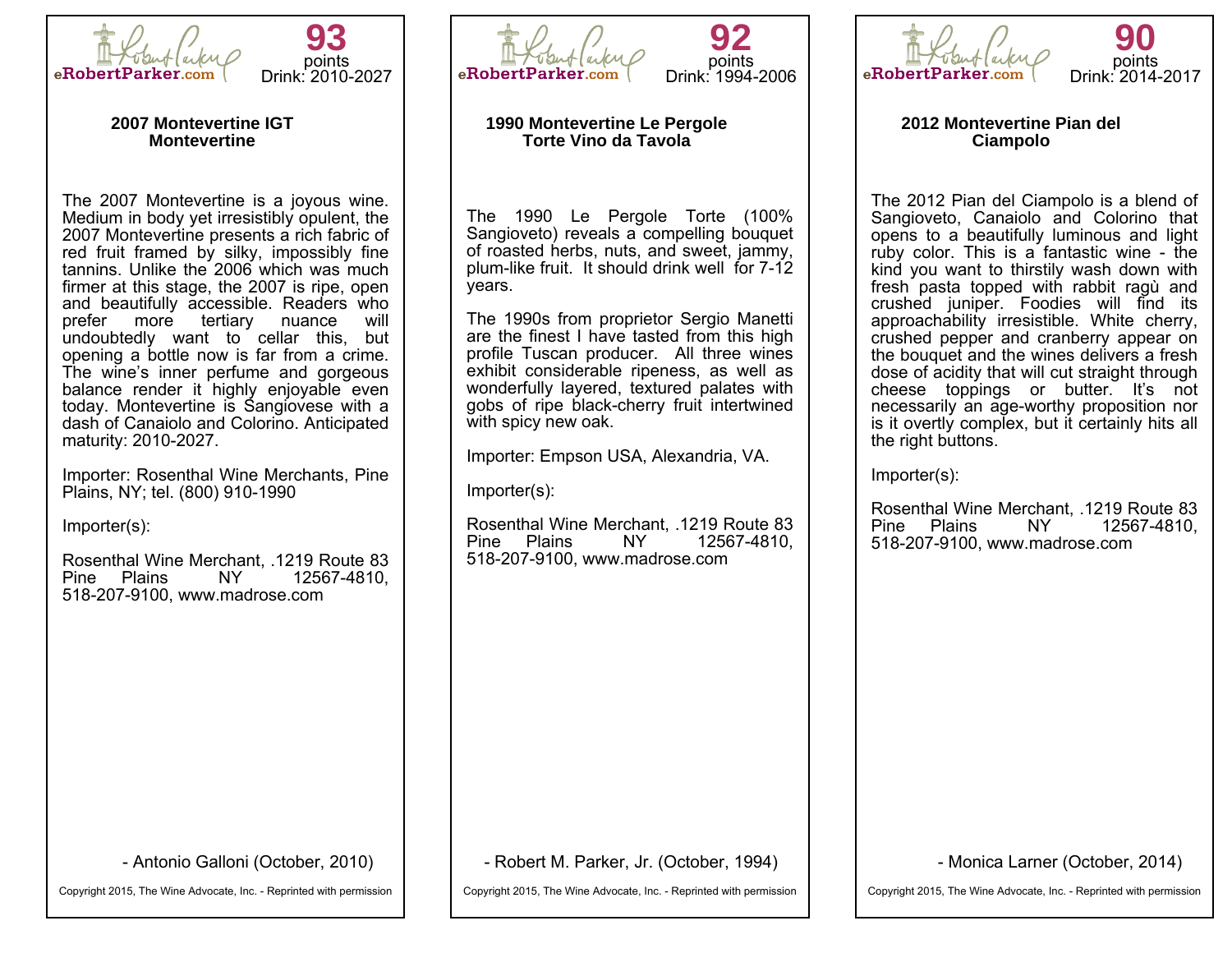eRobertParker.com

**93** points
Drink: 2010-2027

### 2007 Montevertine IGT Montevertine

The 2007 Montevertine is a joyous wine. Medium in body yet irresistibly opulent, the 2007 Montevertine presents a rich fabric of red fruit framed by silky, impossibly fine tannins. Unlike the 2006 which was much firmer at this stage, the 2007 is ripe, open and beautifully accessible. Readers who prefer more tertiary nuance will undoubtedly want to cellar this, but opening a bottle now is far from a crime. The wine's inner perfume and gorgeous balance render it highly enjoyable even today. Montevertine is Sangiovese with a dash of Canaiolo and Colorino. Anticipated maturity: 2010-2027.

Importer: Rosenthal Wine Merchants, Pine Plains, NY; tel. (800) 910-1990

Importer(s):

Rosenthal Wine Merchant, .1219 Route 83 Pine Plains NY 12567-4810, 518-207-9100, www.madrose.com

- Antonio Galloni (October, 2010)

Copyright 2015, The Wine Advocate, Inc. - Reprinted with permission

---

eRobertParker.com

**92** points
Drink: 1994-2006

### 1990 Montevertine Le Pergole Torte Vino da Tavola

The 1990 Le Pergole Torte (100% Sangioveto) reveals a compelling bouquet of roasted herbs, nuts, and sweet, jammy, plum-like fruit. It should drink well for 7-12 years.

The 1990s from proprietor Sergio Manetti are the finest I have tasted from this high profile Tuscan producer. All three wines exhibit considerable ripeness, as well as wonderfully layered, textured palates with gobs of ripe black-cherry fruit intertwined with spicy new oak.

Importer: Empson USA, Alexandria, VA.

Importer(s):

Rosenthal Wine Merchant, .1219 Route 83 Pine Plains NY 12567-4810, 518-207-9100, www.madrose.com

- Robert M. Parker, Jr. (October, 1994)

Copyright 2015, The Wine Advocate, Inc. - Reprinted with permission

---

eRobertParker.com

**90** points
Drink: 2014-2017

### 2012 Montevertine Pian del Ciampolo

The 2012 Pian del Ciampolo is a blend of Sangioveto, Canaiolo and Colorino that opens to a beautifully luminous and light ruby color. This is a fantastic wine - the kind you want to thirstily wash down with fresh pasta topped with rabbit ragù and crushed juniper. Foodies will find its approachability irresistible. White cherry, crushed pepper and cranberry appear on the bouquet and the wines delivers a fresh dose of acidity that will cut straight through cheese toppings or butter. It's not necessarily an age-worthy proposition nor is it overtly complex, but it certainly hits all the right buttons.

Importer(s):

Rosenthal Wine Merchant, .1219 Route 83 Pine Plains NY 12567-4810, 518-207-9100, www.madrose.com

- Monica Larner (October, 2014)

Copyright 2015, The Wine Advocate, Inc. - Reprinted with permission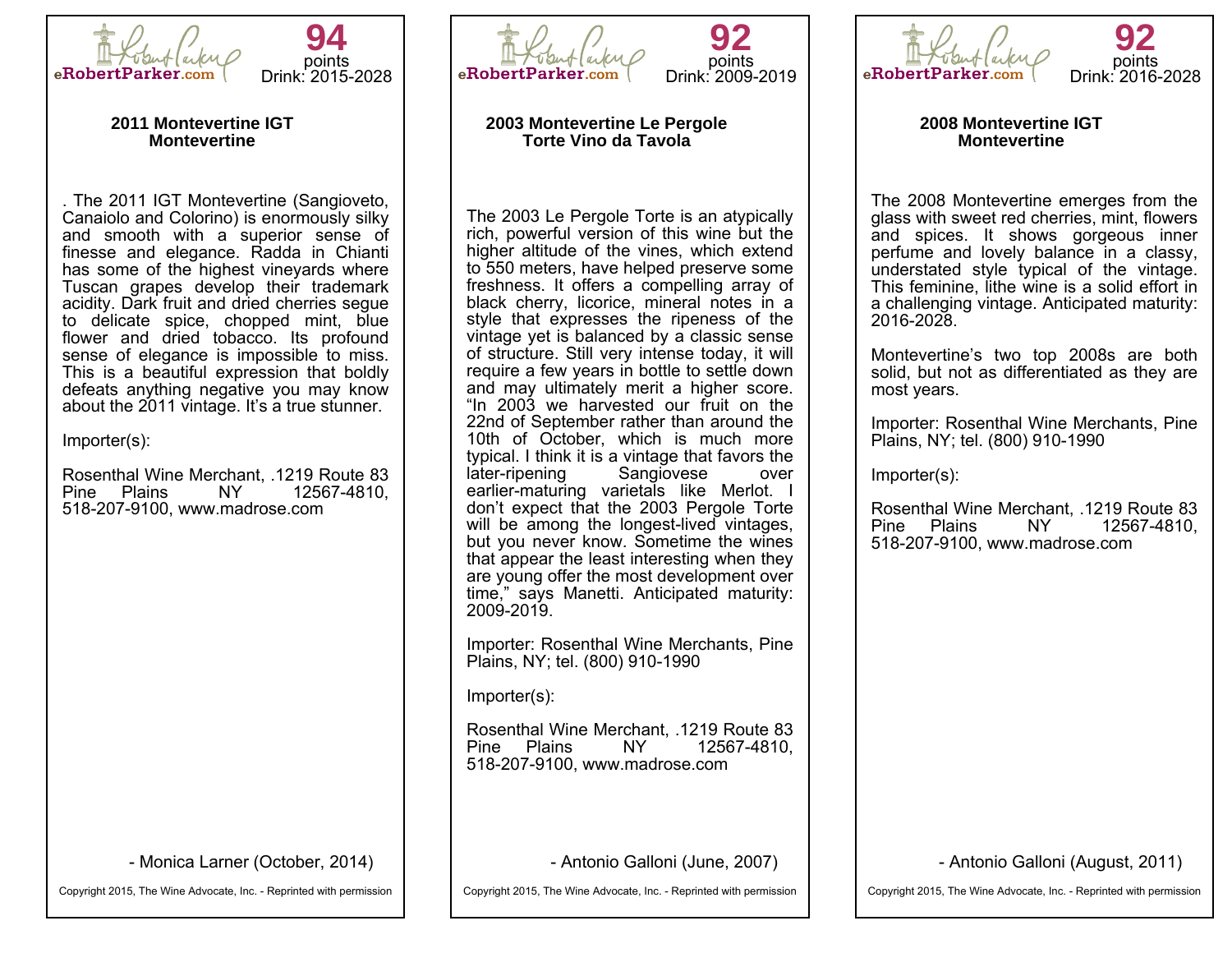eRobertParker.com

**94** points
Drink: 2015-2028

### 2011 Montevertine IGT Montevertine

. The 2011 IGT Montevertine (Sangioveto, Canaiolo and Colorino) is enormously silky and smooth with a superior sense of finesse and elegance. Radda in Chianti has some of the highest vineyards where Tuscan grapes develop their trademark acidity. Dark fruit and dried cherries segue to delicate spice, chopped mint, blue flower and dried tobacco. Its profound sense of elegance is impossible to miss. This is a beautiful expression that boldly defeats anything negative you may know about the 2011 vintage. It's a true stunner.

Importer(s):

Rosenthal Wine Merchant, .1219 Route 83 Pine Plains NY 12567-4810, 518-207-9100, www.madrose.com

- Monica Larner (October, 2014)

Copyright 2015, The Wine Advocate, Inc. - Reprinted with permission

---

eRobertParker.com

**92** points
Drink: 2009-2019

### 2003 Montevertine Le Pergole Torte Vino da Tavola

The 2003 Le Pergole Torte is an atypically rich, powerful version of this wine but the higher altitude of the vines, which extend to 550 meters, have helped preserve some freshness. It offers a compelling array of black cherry, licorice, mineral notes in a style that expresses the ripeness of the vintage yet is balanced by a classic sense of structure. Still very intense today, it will require a few years in bottle to settle down and may ultimately merit a higher score. "In 2003 we harvested our fruit on the 22nd of September rather than around the 10th of October, which is much more typical. I think it is a vintage that favors the later-ripening Sangiovese over earlier-maturing varietals like Merlot. I don't expect that the 2003 Pergole Torte will be among the longest-lived vintages, but you never know. Sometime the wines that appear the least interesting when they are young offer the most development over time," says Manetti. Anticipated maturity: 2009-2019.

Importer: Rosenthal Wine Merchants, Pine Plains, NY; tel. (800) 910-1990

Importer(s):

Rosenthal Wine Merchant, .1219 Route 83 Pine Plains NY 12567-4810, 518-207-9100, www.madrose.com

- Antonio Galloni (June, 2007)

Copyright 2015, The Wine Advocate, Inc. - Reprinted with permission

---

eRobertParker.com

**92** points
Drink: 2016-2028

### 2008 Montevertine IGT Montevertine

The 2008 Montevertine emerges from the glass with sweet red cherries, mint, flowers and spices. It shows gorgeous inner perfume and lovely balance in a classy, understated style typical of the vintage. This feminine, lithe wine is a solid effort in a challenging vintage. Anticipated maturity: 2016-2028.

Montevertine's two top 2008s are both solid, but not as differentiated as they are most years.

Importer: Rosenthal Wine Merchants, Pine Plains, NY; tel. (800) 910-1990

Importer(s):

Rosenthal Wine Merchant, .1219 Route 83 Pine Plains NY 12567-4810, 518-207-9100, www.madrose.com

- Antonio Galloni (August, 2011)

Copyright 2015, The Wine Advocate, Inc. - Reprinted with permission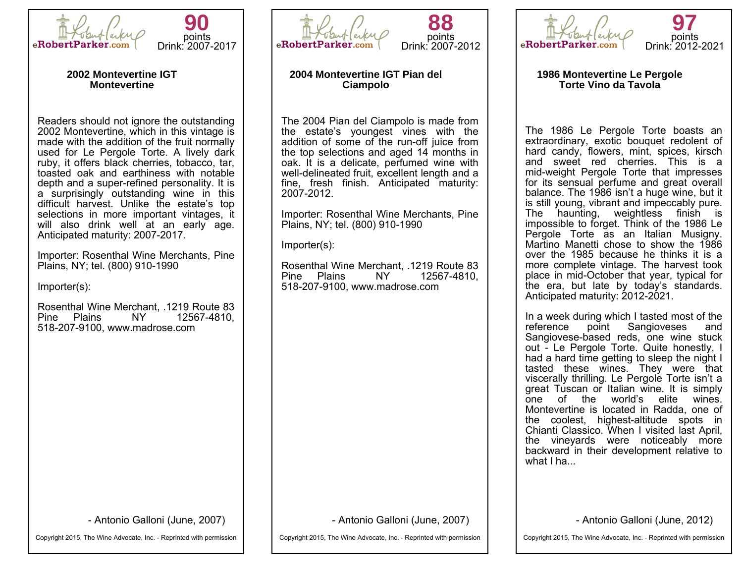eRobertParker.com

**90** points
Drink: 2007-2017

### 2002 Montevertine IGT Montevertine

Readers should not ignore the outstanding 2002 Montevertine, which in this vintage is made with the addition of the fruit normally used for Le Pergole Torte. A lively dark ruby, it offers black cherries, tobacco, tar, toasted oak and earthiness with notable depth and a super-refined personality. It is a surprisingly outstanding wine in this difficult harvest. Unlike the estate's top selections in more important vintages, it will also drink well at an early age. Anticipated maturity: 2007-2017.

Importer: Rosenthal Wine Merchants, Pine Plains, NY; tel. (800) 910-1990

Importer(s):

Rosenthal Wine Merchant, .1219 Route 83 Pine Plains NY 12567-4810, 518-207-9100, www.madrose.com

- Antonio Galloni (June, 2007)

Copyright 2015, The Wine Advocate, Inc. - Reprinted with permission

---

eRobertParker.com

**88** points
Drink: 2007-2012

### 2004 Montevertine IGT Pian del Ciampolo

The 2004 Pian del Ciampolo is made from the estate's youngest vines with the addition of some of the run-off juice from the top selections and aged 14 months in oak. It is a delicate, perfumed wine with well-delineated fruit, excellent length and a fine, fresh finish. Anticipated maturity: 2007-2012.

Importer: Rosenthal Wine Merchants, Pine Plains, NY; tel. (800) 910-1990

Importer(s):

Rosenthal Wine Merchant, .1219 Route 83 Pine Plains NY 12567-4810, 518-207-9100, www.madrose.com

- Antonio Galloni (June, 2007)

Copyright 2015, The Wine Advocate, Inc. - Reprinted with permission

---

eRobertParker.com

**97** points
Drink: 2012-2021

### 1986 Montevertine Le Pergole Torte Vino da Tavola

The 1986 Le Pergole Torte boasts an extraordinary, exotic bouquet redolent of hard candy, flowers, mint, spices, kirsch and sweet red cherries. This is a mid-weight Pergole Torte that impresses for its sensual perfume and great overall balance. The 1986 isn't a huge wine, but it is still young, vibrant and impeccably pure. The haunting, weightless finish is impossible to forget. Think of the 1986 Le Pergole Torte as an Italian Musigny. Martino Manetti chose to show the 1986 over the 1985 because he thinks it is a more complete vintage. The harvest took place in mid-October that year, typical for the era, but late by today's standards. Anticipated maturity: 2012-2021.

In a week during which I tasted most of the reference point Sangioveses and Sangiovese-based reds, one wine stuck out - Le Pergole Torte. Quite honestly, I had a hard time getting to sleep the night I tasted these wines. They were that viscerally thrilling. Le Pergole Torte isn't a great Tuscan or Italian wine. It is simply one of the world's elite wines. Montevertine is located in Radda, one of the coolest, highest-altitude spots in Chianti Classico. When I visited last April, the vineyards were noticeably more backward in their development relative to what I ha...

- Antonio Galloni (June, 2012)

Copyright 2015, The Wine Advocate, Inc. - Reprinted with permission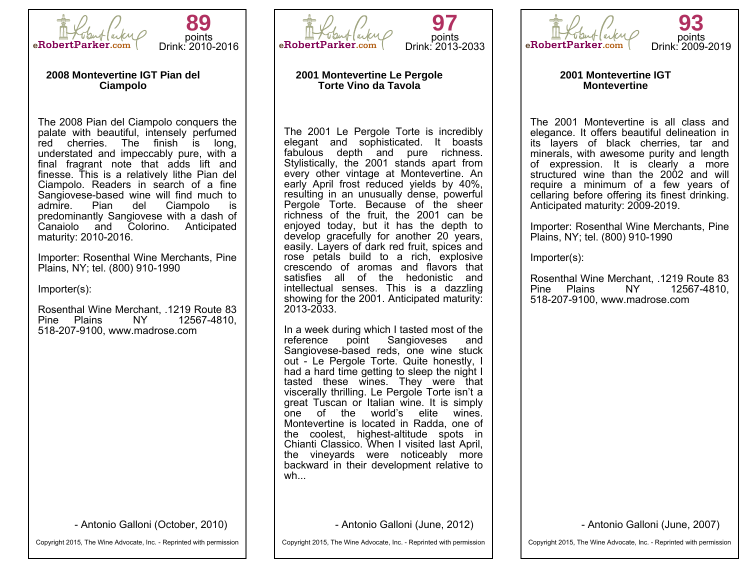eRobertParker.com

**89** points
Drink: 2010-2016

### 2008 Montevertine IGT Pian del Ciampolo

The 2008 Pian del Ciampolo conquers the palate with beautiful, intensely perfumed red cherries. The finish is long, understated and impeccably pure, with a final fragrant note that adds lift and finesse. This is a relatively lithe Pian del Ciampolo. Readers in search of a fine Sangiovese-based wine will find much to admire. Pian del Ciampolo is predominantly Sangiovese with a dash of Canaiolo and Colorino. Anticipated maturity: 2010-2016.

Importer: Rosenthal Wine Merchants, Pine Plains, NY; tel. (800) 910-1990

Importer(s):

Rosenthal Wine Merchant, .1219 Route 83 Pine Plains NY 12567-4810, 518-207-9100, www.madrose.com

- Antonio Galloni (October, 2010)

Copyright 2015, The Wine Advocate, Inc. - Reprinted with permission

---

eRobertParker.com

**97** points
Drink: 2013-2033

### 2001 Montevertine Le Pergole Torte Vino da Tavola

The 2001 Le Pergole Torte is incredibly elegant and sophisticated. It boasts fabulous depth and pure richness. Stylistically, the 2001 stands apart from every other vintage at Montevertine. An early April frost reduced yields by 40%, resulting in an unusually dense, powerful Pergole Torte. Because of the sheer richness of the fruit, the 2001 can be enjoyed today, but it has the depth to develop gracefully for another 20 years, easily. Layers of dark red fruit, spices and rose petals build to a rich, explosive crescendo of aromas and flavors that satisfies all of the hedonistic and intellectual senses. This is a dazzling showing for the 2001. Anticipated maturity: 2013-2033.

In a week during which I tasted most of the reference point Sangioveses and Sangiovese-based reds, one wine stuck out - Le Pergole Torte. Quite honestly, I had a hard time getting to sleep the night I tasted these wines. They were that viscerally thrilling. Le Pergole Torte isn't a great Tuscan or Italian wine. It is simply one of the world's elite wines. Montevertine is located in Radda, one of the coolest, highest-altitude spots in Chianti Classico. When I visited last April, the vineyards were noticeably more backward in their development relative to wh...

- Antonio Galloni (June, 2012)

Copyright 2015, The Wine Advocate, Inc. - Reprinted with permission

---

eRobertParker.com

**93** points
Drink: 2009-2019

### 2001 Montevertine IGT Montevertine

The 2001 Montevertine is all class and elegance. It offers beautiful delineation in its layers of black cherries, tar and minerals, with awesome purity and length of expression. It is clearly a more structured wine than the 2002 and will require a minimum of a few years of cellaring before offering its finest drinking. Anticipated maturity: 2009-2019.

Importer: Rosenthal Wine Merchants, Pine Plains, NY; tel. (800) 910-1990

Importer(s):

Rosenthal Wine Merchant, .1219 Route 83 Pine Plains NY 12567-4810, 518-207-9100, www.madrose.com

- Antonio Galloni (June, 2007)

Copyright 2015, The Wine Advocate, Inc. - Reprinted with permission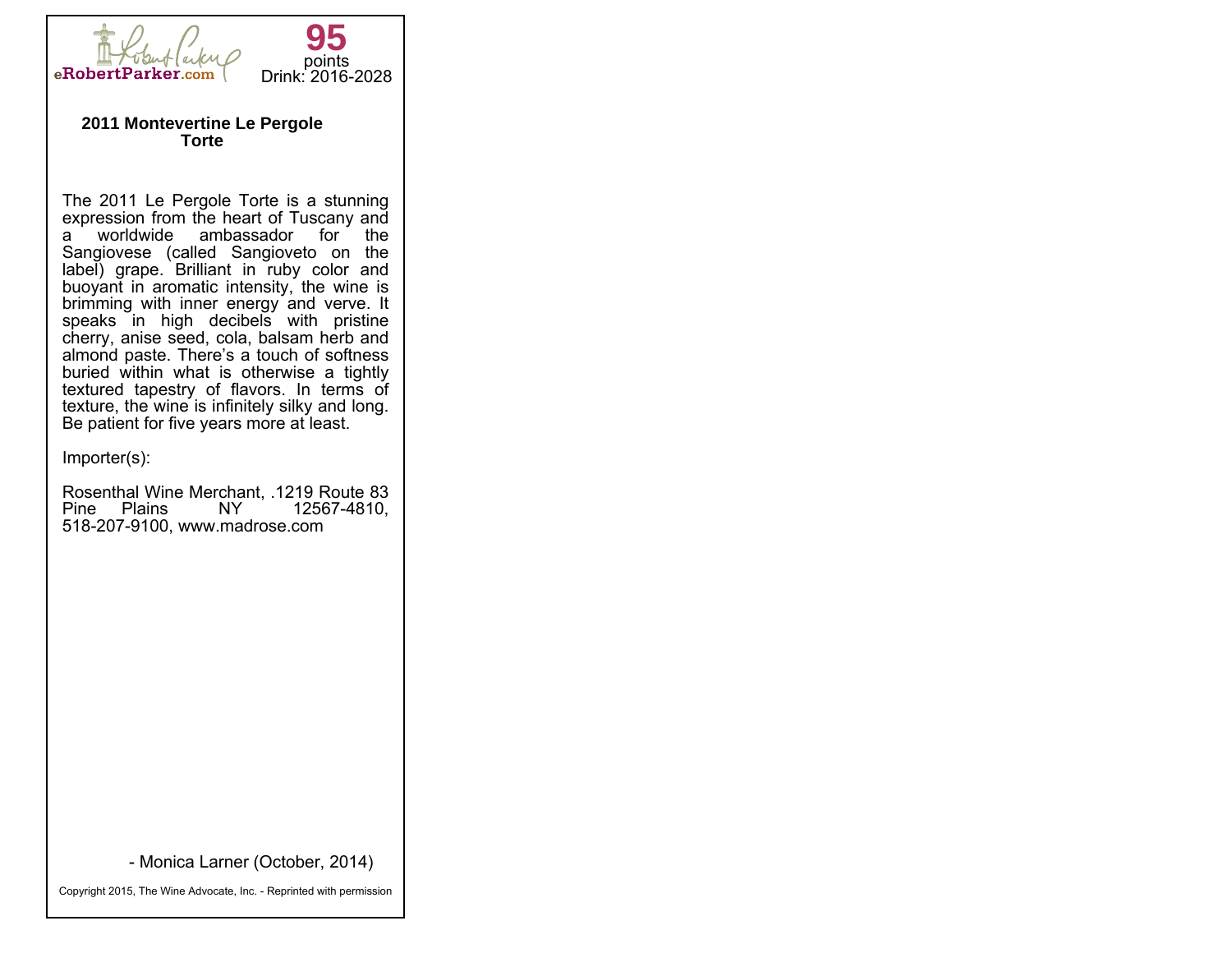eRobertParker.com

**95**
points
Drink: 2016-2028

**2011 Montevertine Le Pergole Torte**

The 2011 Le Pergole Torte is a stunning expression from the heart of Tuscany and a worldwide ambassador for the Sangiovese (called Sangioveto on the label) grape. Brilliant in ruby color and buoyant in aromatic intensity, the wine is brimming with inner energy and verve. It speaks in high decibels with pristine cherry, anise seed, cola, balsam herb and almond paste. There's a touch of softness buried within what is otherwise a tightly textured tapestry of flavors. In terms of texture, the wine is infinitely silky and long. Be patient for five years more at least.

Importer(s):

Rosenthal Wine Merchant, .1219 Route 83 Pine Plains NY 12567-4810, 518-207-9100, www.madrose.com

- Monica Larner (October, 2014)

Copyright 2015, The Wine Advocate, Inc. - Reprinted with permission